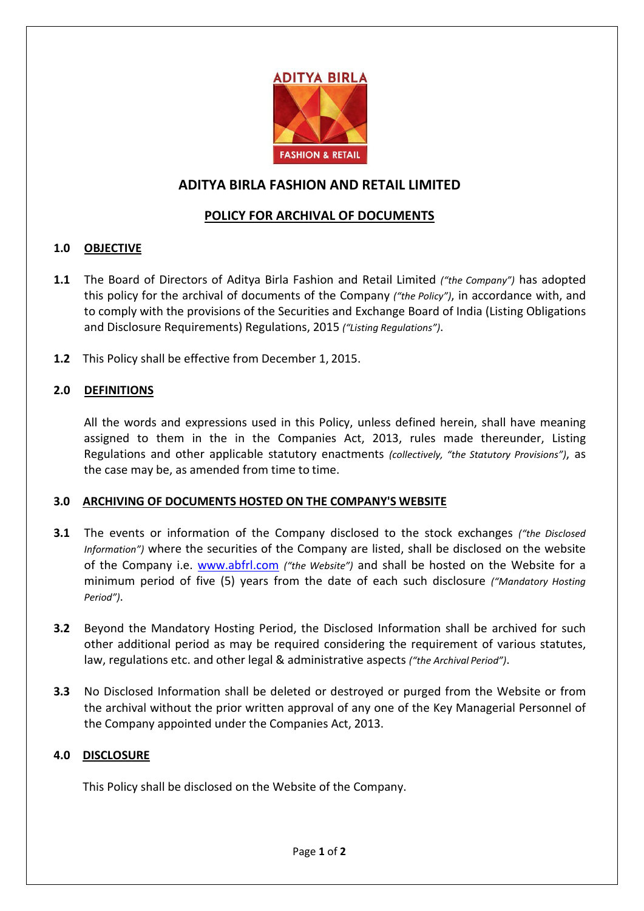# ADITYA BIRLA FASHION AND RETAIL LIMITED

## POLICY FOR ARCHIVAL OF DOCUMENTS

### 1.0 OBJECTIVE

**1.1** The Board of Directors of Aditya Birla Fashion and Retail Limited *("the Company")* has adopted this policy for the archival of documents of the Company *("the Policy")*, in accordance with, and to comply with the provisions of the Securities and Exchange Board of India (Listing Obligations and Disclosure Requirements) Regulations, 2015 *("Listing Regulations")*.

**1.2** This Policy shall be effective from December 1, 2015.

### 2.0 DEFINITIONS

All the words and expressions used in this Policy, unless defined herein, shall have meaning assigned to them in the in the Companies Act, 2013, rules made thereunder, Listing Regulations and other applicable statutory enactments *(collectively, "the Statutory Provisions")*, as the case may be, as amended from time to time.

### 3.0 ARCHIVING OF DOCUMENTS HOSTED ON THE COMPANY'S WEBSITE

**3.1** The events or information of the Company disclosed to the stock exchanges *("the Disclosed Information")* where the securities of the Company are listed, shall be disclosed on the website of the Company i.e. www.abfrl.com *("the Website")* and shall be hosted on the Website for a minimum period of five (5) years from the date of each such disclosure *("Mandatory Hosting Period")*.

**3.2** Beyond the Mandatory Hosting Period, the Disclosed Information shall be archived for such other additional period as may be required considering the requirement of various statutes, law, regulations etc. and other legal & administrative aspects *("the Archival Period")*.

**3.3** No Disclosed Information shall be deleted or destroyed or purged from the Website or from the archival without the prior written approval of any one of the Key Managerial Personnel of the Company appointed under the Companies Act, 2013.

### 4.0 DISCLOSURE

This Policy shall be disclosed on the Website of the Company.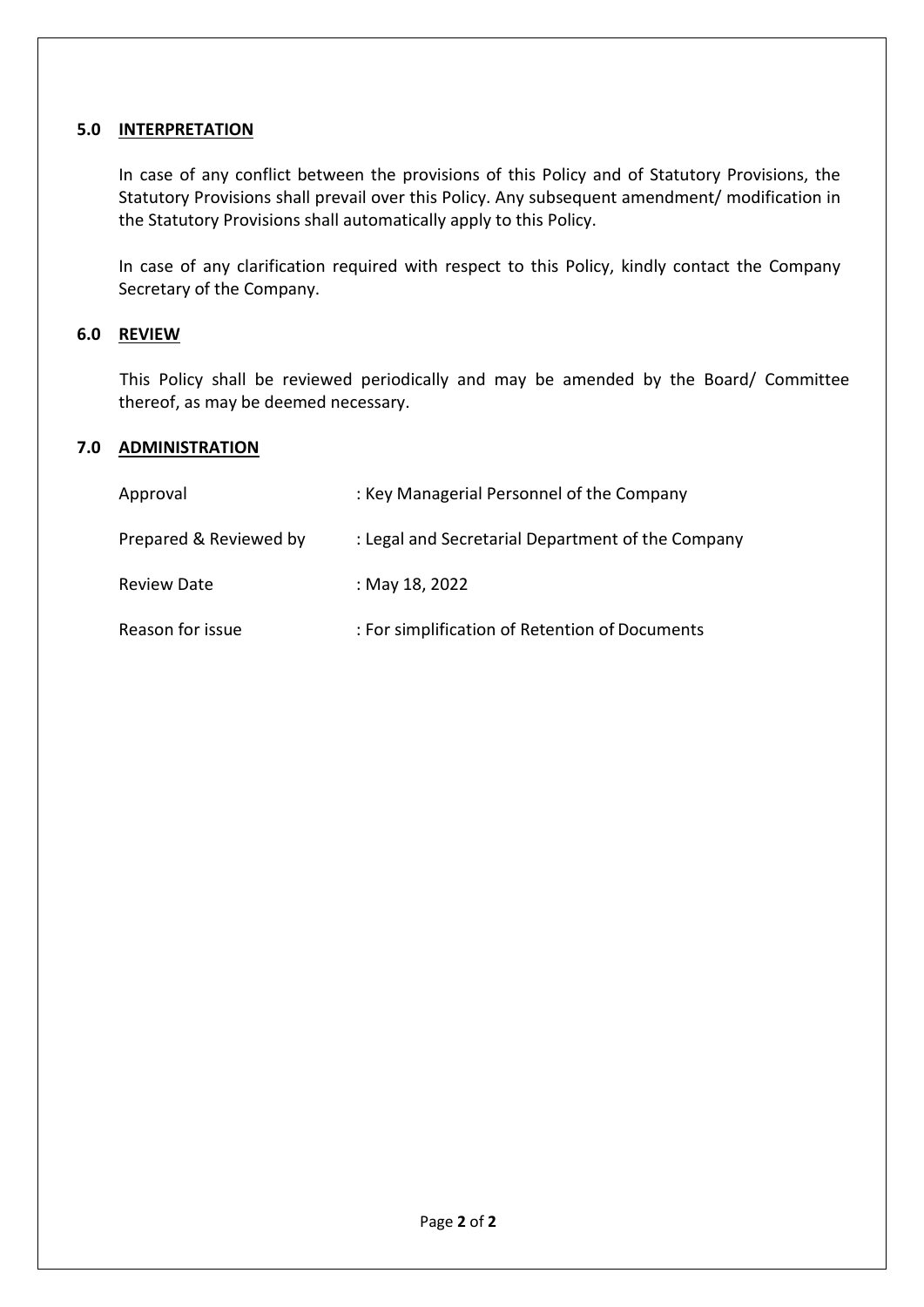## 5.0 INTERPRETATION

In case of any conflict between the provisions of this Policy and of Statutory Provisions, the Statutory Provisions shall prevail over this Policy. Any subsequent amendment/ modification in the Statutory Provisions shall automatically apply to this Policy.

In case of any clarification required with respect to this Policy, kindly contact the Company Secretary of the Company.

## 6.0 REVIEW

This Policy shall be reviewed periodically and may be amended by the Board/ Committee thereof, as may be deemed necessary.

## 7.0 ADMINISTRATION

| | |
|---|---|
| Approval | : Key Managerial Personnel of the Company |
| Prepared & Reviewed by | : Legal and Secretarial Department of the Company |
| Review Date | : May 18, 2022 |
| Reason for issue | : For simplification of Retention of Documents |